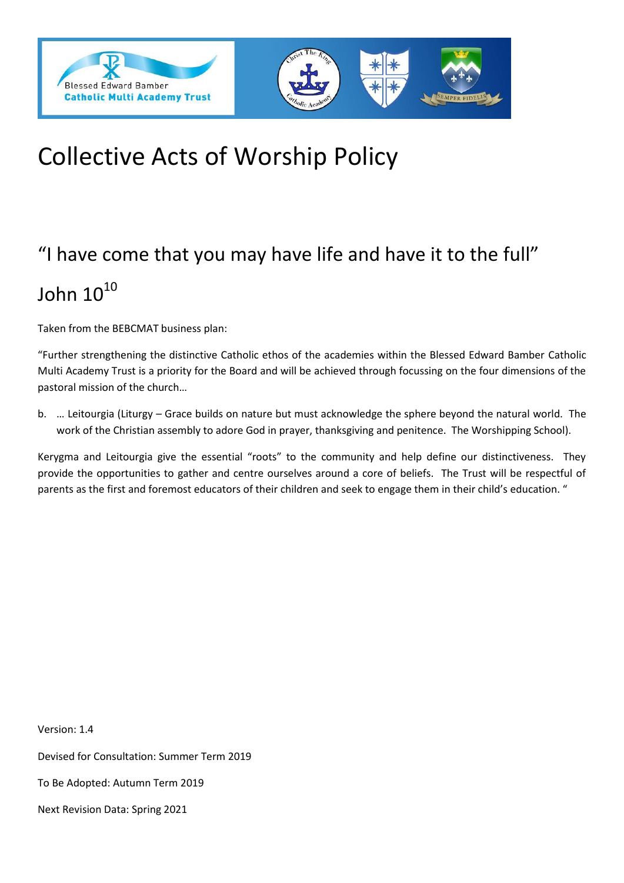# Collective Acts of Worship Policy

## "I have come that you may have life and have it to the full"

## John 10[10]

Taken from the BEBCMAT business plan:

"Further strengthening the distinctive Catholic ethos of the academies within the Blessed Edward Bamber Catholic Multi Academy Trust is a priority for the Board and will be achieved through focussing on the four dimensions of the pastoral mission of the church…

b. … Leitourgia (Liturgy – Grace builds on nature but must acknowledge the sphere beyond the natural world. The work of the Christian assembly to adore God in prayer, thanksgiving and penitence. The Worshipping School).

Kerygma and Leitourgia give the essential "roots" to the community and help define our distinctiveness. They provide the opportunities to gather and centre ourselves around a core of beliefs. The Trust will be respectful of parents as the first and foremost educators of their children and seek to engage them in their child's education. "

Version: 1.4

Devised for Consultation: Summer Term 2019

To Be Adopted: Autumn Term 2019

Next Revision Data: Spring 2021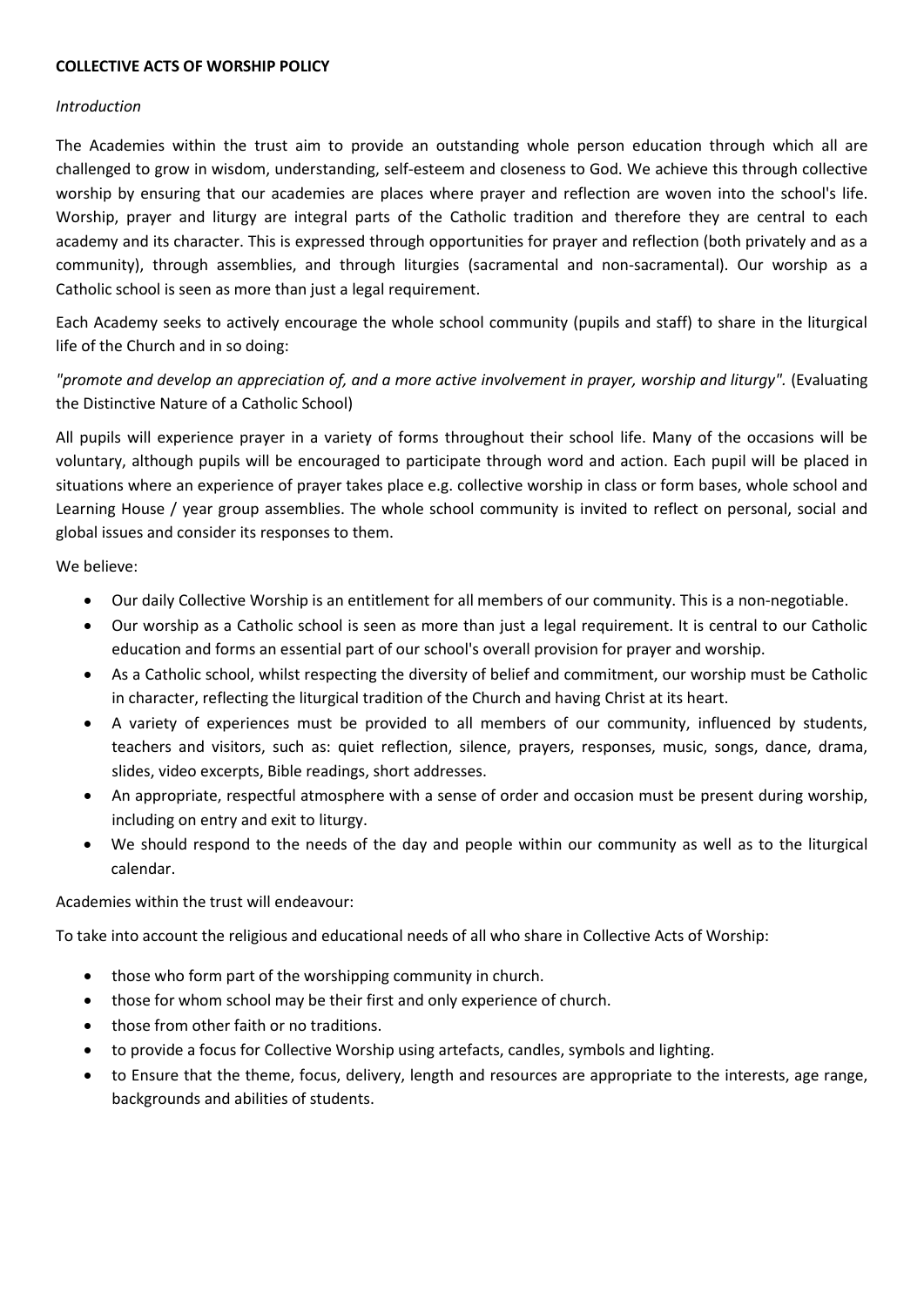**COLLECTIVE ACTS OF WORSHIP POLICY**

*Introduction*

The Academies within the trust aim to provide an outstanding whole person education through which all are challenged to grow in wisdom, understanding, self-esteem and closeness to God. We achieve this through collective worship by ensuring that our academies are places where prayer and reflection are woven into the school's life. Worship, prayer and liturgy are integral parts of the Catholic tradition and therefore they are central to each academy and its character. This is expressed through opportunities for prayer and reflection (both privately and as a community), through assemblies, and through liturgies (sacramental and non-sacramental). Our worship as a Catholic school is seen as more than just a legal requirement.

Each Academy seeks to actively encourage the whole school community (pupils and staff) to share in the liturgical life of the Church and in so doing:

*"promote and develop an appreciation of, and a more active involvement in prayer, worship and liturgy".* (Evaluating the Distinctive Nature of a Catholic School)

All pupils will experience prayer in a variety of forms throughout their school life. Many of the occasions will be voluntary, although pupils will be encouraged to participate through word and action. Each pupil will be placed in situations where an experience of prayer takes place e.g. collective worship in class or form bases, whole school and Learning House / year group assemblies. The whole school community is invited to reflect on personal, social and global issues and consider its responses to them.

We believe:

- Our daily Collective Worship is an entitlement for all members of our community. This is a non-negotiable.
- Our worship as a Catholic school is seen as more than just a legal requirement. It is central to our Catholic education and forms an essential part of our school's overall provision for prayer and worship.
- As a Catholic school, whilst respecting the diversity of belief and commitment, our worship must be Catholic in character, reflecting the liturgical tradition of the Church and having Christ at its heart.
- A variety of experiences must be provided to all members of our community, influenced by students, teachers and visitors, such as: quiet reflection, silence, prayers, responses, music, songs, dance, drama, slides, video excerpts, Bible readings, short addresses.
- An appropriate, respectful atmosphere with a sense of order and occasion must be present during worship, including on entry and exit to liturgy.
- We should respond to the needs of the day and people within our community as well as to the liturgical calendar.

Academies within the trust will endeavour:

To take into account the religious and educational needs of all who share in Collective Acts of Worship:

- those who form part of the worshipping community in church.
- those for whom school may be their first and only experience of church.
- those from other faith or no traditions.
- to provide a focus for Collective Worship using artefacts, candles, symbols and lighting.
- to Ensure that the theme, focus, delivery, length and resources are appropriate to the interests, age range, backgrounds and abilities of students.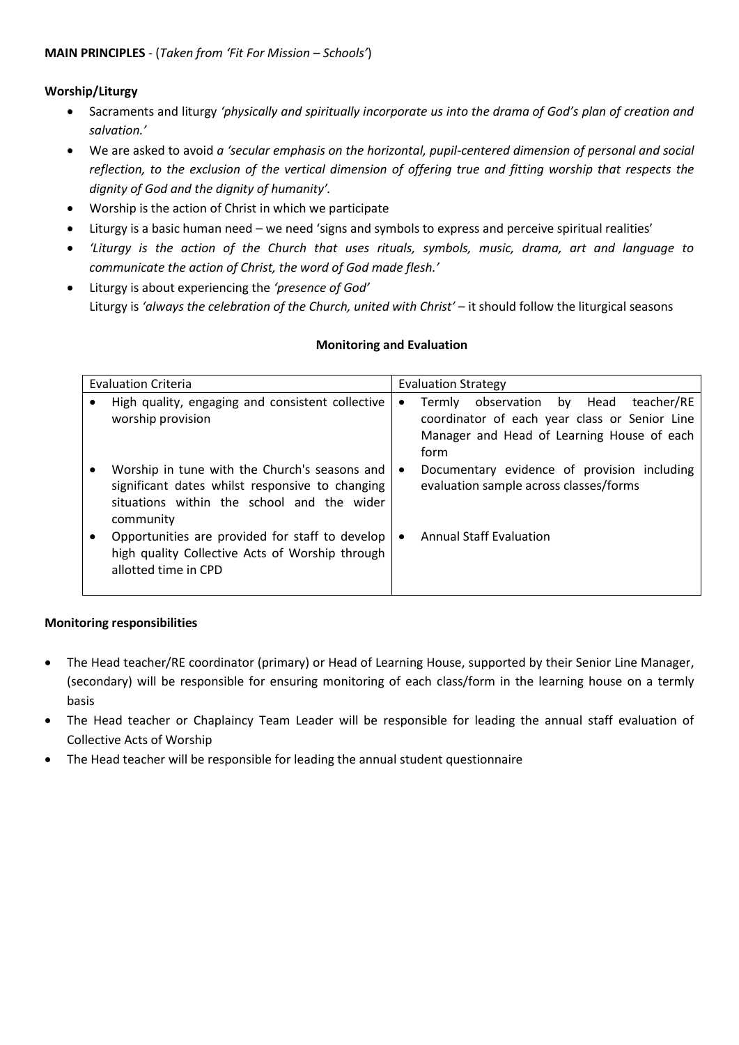**MAIN PRINCIPLES** - (*Taken from 'Fit For Mission – Schools'*)

**Worship/Liturgy**

- Sacraments and liturgy *'physically and spiritually incorporate us into the drama of God's plan of creation and salvation.'*
- We are asked to avoid *a 'secular emphasis on the horizontal, pupil-centered dimension of personal and social reflection, to the exclusion of the vertical dimension of offering true and fitting worship that respects the dignity of God and the dignity of humanity'.*
- Worship is the action of Christ in which we participate
- Liturgy is a basic human need – we need 'signs and symbols to express and perceive spiritual realities'
- *'Liturgy is the action of the Church that uses rituals, symbols, music, drama, art and language to communicate the action of Christ, the word of God made flesh.'*
- Liturgy is about experiencing the *'presence of God'*
  Liturgy is *'always the celebration of the Church, united with Christ'* – it should follow the liturgical seasons

**Monitoring and Evaluation**

| Evaluation Criteria | Evaluation Strategy |
|---|---|
| • High quality, engaging and consistent collective worship provision | • Termly observation by Head teacher/RE coordinator of each year class or Senior Line Manager and Head of Learning House of each form |
| • Worship in tune with the Church's seasons and significant dates whilst responsive to changing situations within the school and the wider community | • Documentary evidence of provision including evaluation sample across classes/forms |
| • Opportunities are provided for staff to develop high quality Collective Acts of Worship through allotted time in CPD | • Annual Staff Evaluation |

**Monitoring responsibilities**

- The Head teacher/RE coordinator (primary) or Head of Learning House, supported by their Senior Line Manager, (secondary) will be responsible for ensuring monitoring of each class/form in the learning house on a termly basis
- The Head teacher or Chaplaincy Team Leader will be responsible for leading the annual staff evaluation of Collective Acts of Worship
- The Head teacher will be responsible for leading the annual student questionnaire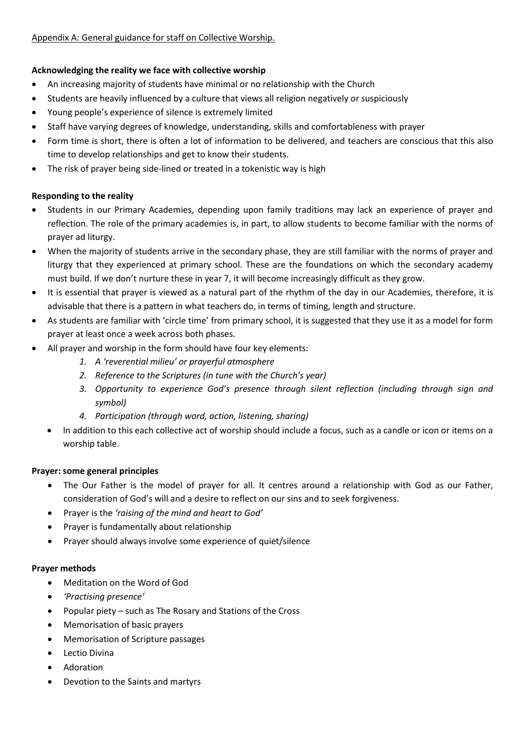Appendix A: General guidance for staff on Collective Worship.

**Acknowledging the reality we face with collective worship**

- An increasing majority of students have minimal or no relationship with the Church
- Students are heavily influenced by a culture that views all religion negatively or suspiciously
- Young people's experience of silence is extremely limited
- Staff have varying degrees of knowledge, understanding, skills and comfortableness with prayer
- Form time is short, there is often a lot of information to be delivered, and teachers are conscious that this also time to develop relationships and get to know their students.
- The risk of prayer being side-lined or treated in a tokenistic way is high

**Responding to the reality**

- Students in our Primary Academies, depending upon family traditions may lack an experience of prayer and reflection. The role of the primary academies is, in part, to allow students to become familiar with the norms of prayer ad liturgy.
- When the majority of students arrive in the secondary phase, they are still familiar with the norms of prayer and liturgy that they experienced at primary school. These are the foundations on which the secondary academy must build. If we don't nurture these in year 7, it will become increasingly difficult as they grow.
- It is essential that prayer is viewed as a natural part of the rhythm of the day in our Academies, therefore, it is advisable that there is a pattern in what teachers do, in terms of timing, length and structure.
- As students are familiar with 'circle time' from primary school, it is suggested that they use it as a model for form prayer at least once a week across both phases.
- All prayer and worship in the form should have four key elements:
    1. *A 'reverential milieu' or prayerful atmosphere*
    2. *Reference to the Scriptures (in tune with the Church's year)*
    3. *Opportunity to experience God's presence through silent reflection (including through sign and symbol)*
    4. *Participation (through word, action, listening, sharing)*
  - In addition to this each collective act of worship should include a focus, such as a candle or icon or items on a worship table.

**Prayer: some general principles**

- The Our Father is the model of prayer for all. It centres around a relationship with God as our Father, consideration of God's will and a desire to reflect on our sins and to seek forgiveness.
- Prayer is the *'raising of the mind and heart to God'*
- Prayer is fundamentally about relationship
- Prayer should always involve some experience of quiet/silence

**Prayer methods**

- Meditation on the Word of God
- *'Practising presence'*
- Popular piety – such as The Rosary and Stations of the Cross
- Memorisation of basic prayers
- Memorisation of Scripture passages
- Lectio Divina
- Adoration
- Devotion to the Saints and martyrs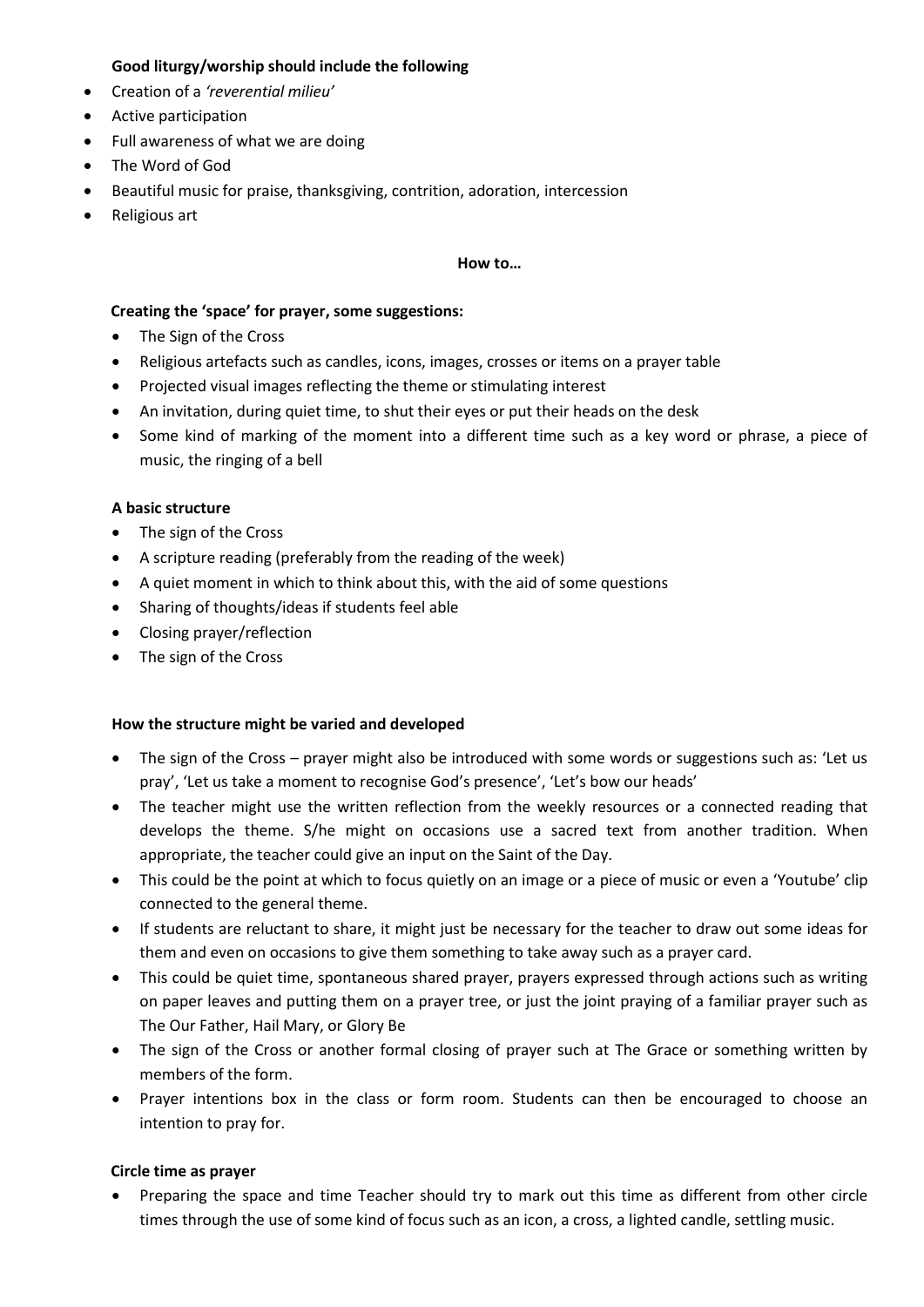**Good liturgy/worship should include the following**

- Creation of a *'reverential milieu'*
- Active participation
- Full awareness of what we are doing
- The Word of God
- Beautiful music for praise, thanksgiving, contrition, adoration, intercession
- Religious art

**How to…**

**Creating the 'space' for prayer, some suggestions:**

- The Sign of the Cross
- Religious artefacts such as candles, icons, images, crosses or items on a prayer table
- Projected visual images reflecting the theme or stimulating interest
- An invitation, during quiet time, to shut their eyes or put their heads on the desk
- Some kind of marking of the moment into a different time such as a key word or phrase, a piece of music, the ringing of a bell

**A basic structure**

- The sign of the Cross
- A scripture reading (preferably from the reading of the week)
- A quiet moment in which to think about this, with the aid of some questions
- Sharing of thoughts/ideas if students feel able
- Closing prayer/reflection
- The sign of the Cross

**How the structure might be varied and developed**

- The sign of the Cross – prayer might also be introduced with some words or suggestions such as: 'Let us pray', 'Let us take a moment to recognise God's presence', 'Let's bow our heads'
- The teacher might use the written reflection from the weekly resources or a connected reading that develops the theme. S/he might on occasions use a sacred text from another tradition. When appropriate, the teacher could give an input on the Saint of the Day.
- This could be the point at which to focus quietly on an image or a piece of music or even a 'Youtube' clip connected to the general theme.
- If students are reluctant to share, it might just be necessary for the teacher to draw out some ideas for them and even on occasions to give them something to take away such as a prayer card.
- This could be quiet time, spontaneous shared prayer, prayers expressed through actions such as writing on paper leaves and putting them on a prayer tree, or just the joint praying of a familiar prayer such as The Our Father, Hail Mary, or Glory Be
- The sign of the Cross or another formal closing of prayer such at The Grace or something written by members of the form.
- Prayer intentions box in the class or form room. Students can then be encouraged to choose an intention to pray for.

**Circle time as prayer**

- Preparing the space and time Teacher should try to mark out this time as different from other circle times through the use of some kind of focus such as an icon, a cross, a lighted candle, settling music.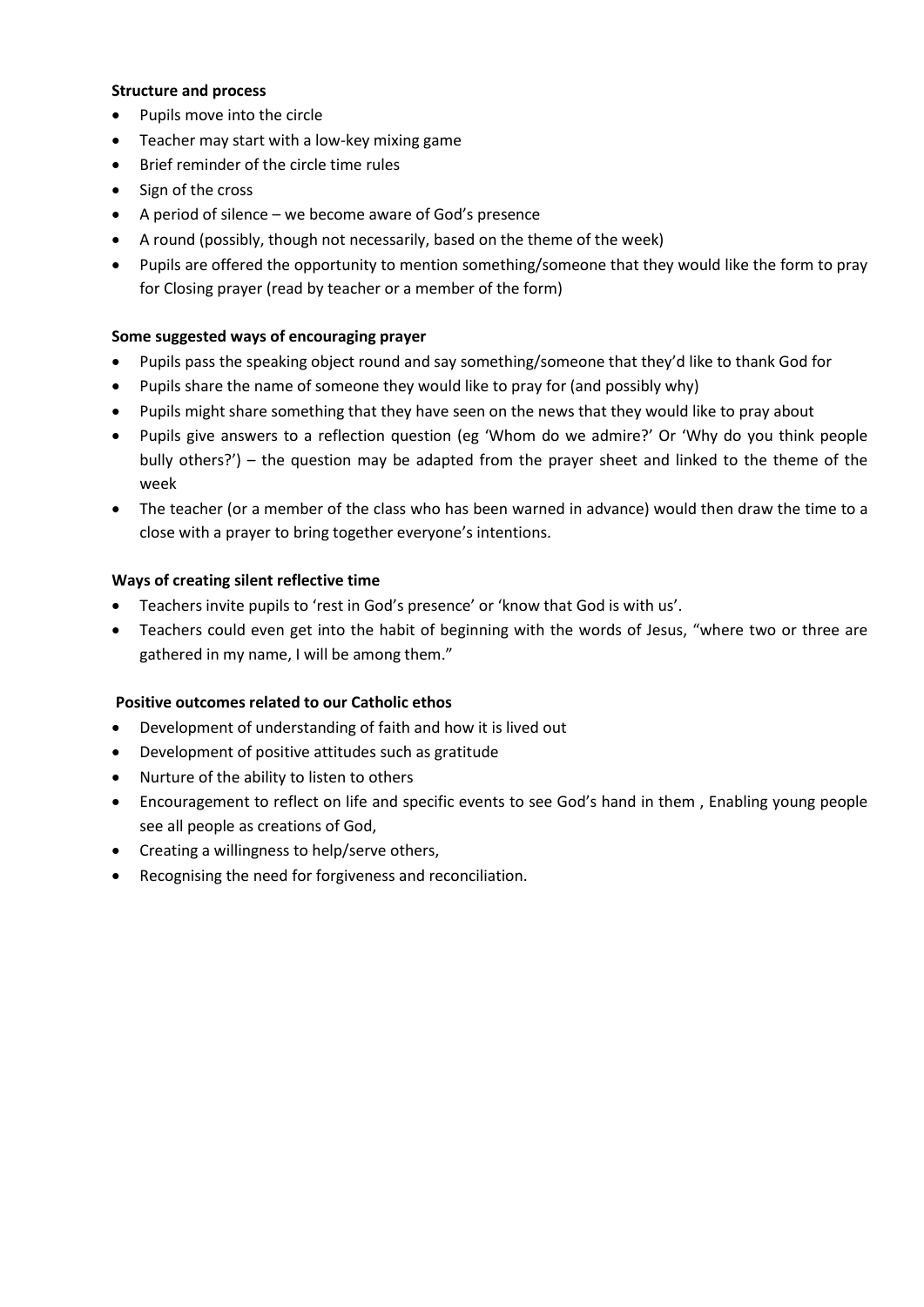**Structure and process**

- Pupils move into the circle
- Teacher may start with a low-key mixing game
- Brief reminder of the circle time rules
- Sign of the cross
- A period of silence – we become aware of God's presence
- A round (possibly, though not necessarily, based on the theme of the week)
- Pupils are offered the opportunity to mention something/someone that they would like the form to pray for Closing prayer (read by teacher or a member of the form)

**Some suggested ways of encouraging prayer**

- Pupils pass the speaking object round and say something/someone that they'd like to thank God for
- Pupils share the name of someone they would like to pray for (and possibly why)
- Pupils might share something that they have seen on the news that they would like to pray about
- Pupils give answers to a reflection question (eg 'Whom do we admire?' Or 'Why do you think people bully others?') – the question may be adapted from the prayer sheet and linked to the theme of the week
- The teacher (or a member of the class who has been warned in advance) would then draw the time to a close with a prayer to bring together everyone's intentions.

**Ways of creating silent reflective time**

- Teachers invite pupils to 'rest in God's presence' or 'know that God is with us'.
- Teachers could even get into the habit of beginning with the words of Jesus, "where two or three are gathered in my name, I will be among them."

**Positive outcomes related to our Catholic ethos**

- Development of understanding of faith and how it is lived out
- Development of positive attitudes such as gratitude
- Nurture of the ability to listen to others
- Encouragement to reflect on life and specific events to see God's hand in them , Enabling young people see all people as creations of God,
- Creating a willingness to help/serve others,
- Recognising the need for forgiveness and reconciliation.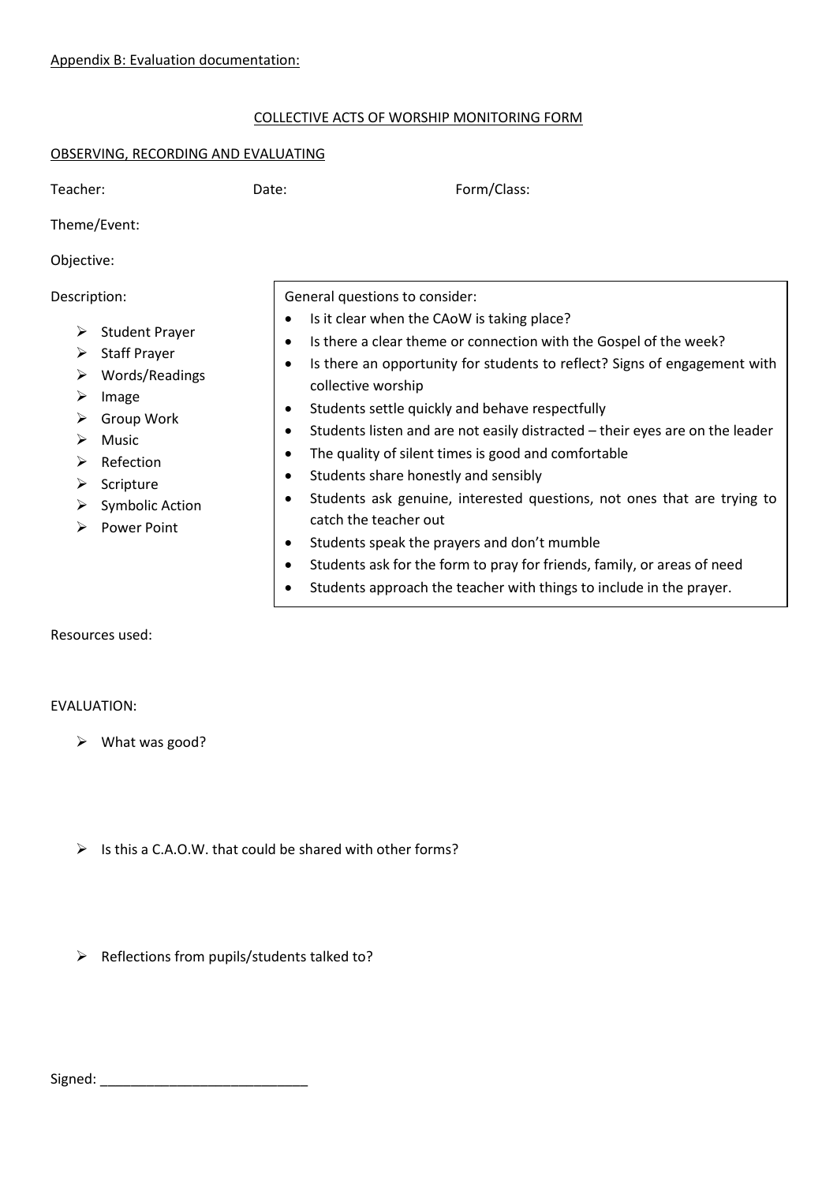Appendix B: Evaluation documentation:

## COLLECTIVE ACTS OF WORSHIP MONITORING FORM

OBSERVING, RECORDING AND EVALUATING

Teacher: Date: Form/Class:

Theme/Event:

Objective:

Description:

- Student Prayer
- Staff Prayer
- Words/Readings
- Image
- Group Work
- Music
- Refection
- Scripture
- Symbolic Action
- Power Point

General questions to consider:

- Is it clear when the CAoW is taking place?
- Is there a clear theme or connection with the Gospel of the week?
- Is there an opportunity for students to reflect? Signs of engagement with collective worship
- Students settle quickly and behave respectfully
- Students listen and are not easily distracted – their eyes are on the leader
- The quality of silent times is good and comfortable
- Students share honestly and sensibly
- Students ask genuine, interested questions, not ones that are trying to catch the teacher out
- Students speak the prayers and don't mumble
- Students ask for the form to pray for friends, family, or areas of need
- Students approach the teacher with things to include in the prayer.

Resources used:

EVALUATION:

- What was good?
- Is this a C.A.O.W. that could be shared with other forms?
- Reflections from pupils/students talked to?

Signed: ___________________________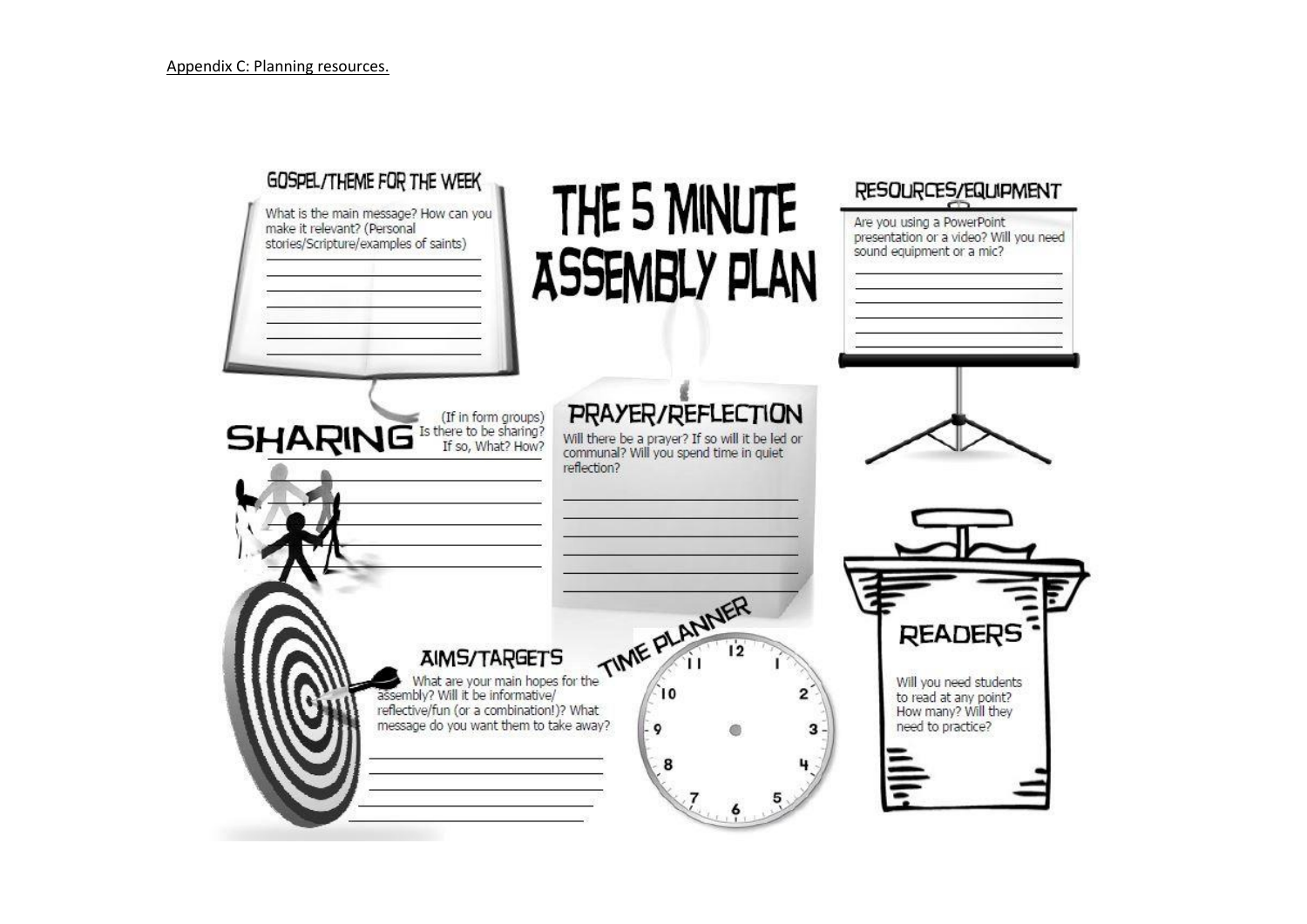Appendix C: Planning resources.

# THE 5 MINUTE ASSEMBLY PLAN

## GOSPEL/THEME FOR THE WEEK

What is the main message? How can you make it relevant? (Personal stories/Scripture/examples of saints)

## RESOURCES/EQUIPMENT

Are you using a PowerPoint presentation or a video? Will you need sound equipment or a mic?

## SHARING

(If in form groups) Is there to be sharing? If so, What? How?

## PRAYER/REFLECTION

Will there be a prayer? If so will it be led or communal? Will you spend time in quiet reflection?

## AIMS/TARGETS

What are your main hopes for the assembly? Will it be informative/ reflective/fun (or a combination!)? What message do you want them to take away?

## TIME PLANNER

12 1 2 3 4 5 6 7 8 9 10 11

## READERS

Will you need students to read at any point? How many? Will they need to practice?